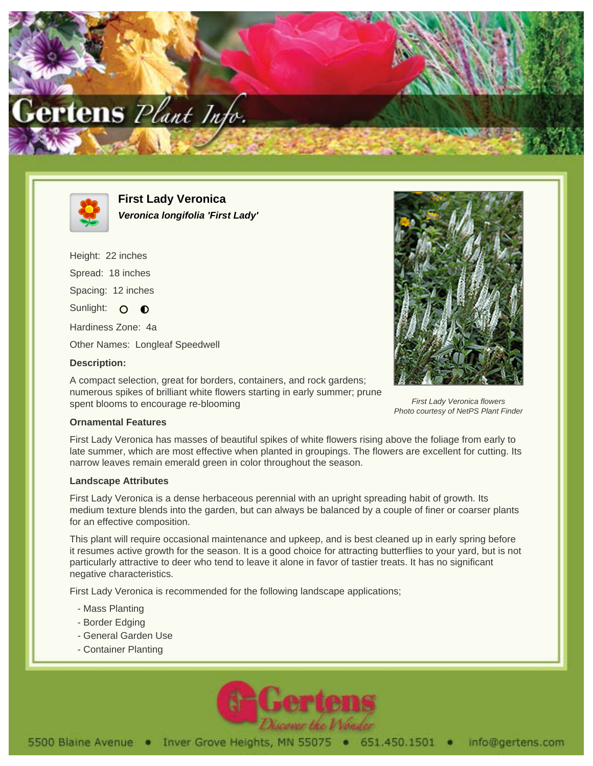# First Lady Veronica

***Veronica longifolia 'First Lady'***

Height: 22 inches

Spread: 18 inches

Spacing: 12 inches

Sunlight: ○ ◐

Hardiness Zone: 4a

Other Names: Longleaf Speedwell

**Description:**

A compact selection, great for borders, containers, and rock gardens; numerous spikes of brilliant white flowers starting in early summer; prune spent blooms to encourage re-blooming

*First Lady Veronica flowers*
*Photo courtesy of NetPS Plant Finder*

### Ornamental Features

First Lady Veronica has masses of beautiful spikes of white flowers rising above the foliage from early to late summer, which are most effective when planted in groupings. The flowers are excellent for cutting. Its narrow leaves remain emerald green in color throughout the season.

### Landscape Attributes

First Lady Veronica is a dense herbaceous perennial with an upright spreading habit of growth. Its medium texture blends into the garden, but can always be balanced by a couple of finer or coarser plants for an effective composition.

This plant will require occasional maintenance and upkeep, and is best cleaned up in early spring before it resumes active growth for the season. It is a good choice for attracting butterflies to your yard, but is not particularly attractive to deer who tend to leave it alone in favor of tastier treats. It has no significant negative characteristics.

First Lady Veronica is recommended for the following landscape applications;

- Mass Planting
- Border Edging
- General Garden Use
- Container Planting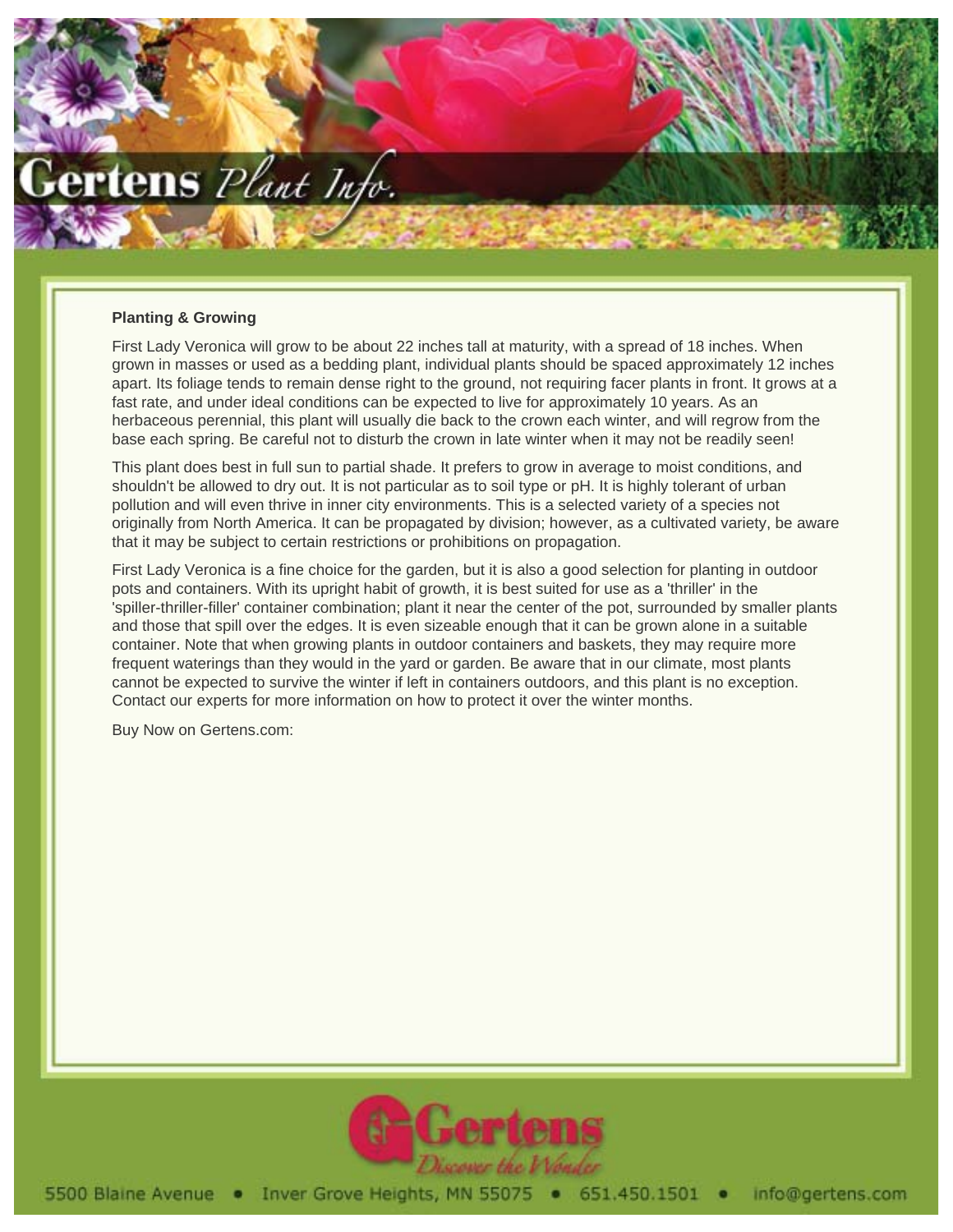**Planting & Growing**

First Lady Veronica will grow to be about 22 inches tall at maturity, with a spread of 18 inches. When grown in masses or used as a bedding plant, individual plants should be spaced approximately 12 inches apart. Its foliage tends to remain dense right to the ground, not requiring facer plants in front. It grows at a fast rate, and under ideal conditions can be expected to live for approximately 10 years. As an herbaceous perennial, this plant will usually die back to the crown each winter, and will regrow from the base each spring. Be careful not to disturb the crown in late winter when it may not be readily seen!

This plant does best in full sun to partial shade. It prefers to grow in average to moist conditions, and shouldn't be allowed to dry out. It is not particular as to soil type or pH. It is highly tolerant of urban pollution and will even thrive in inner city environments. This is a selected variety of a species not originally from North America. It can be propagated by division; however, as a cultivated variety, be aware that it may be subject to certain restrictions or prohibitions on propagation.

First Lady Veronica is a fine choice for the garden, but it is also a good selection for planting in outdoor pots and containers. With its upright habit of growth, it is best suited for use as a 'thriller' in the 'spiller-thriller-filler' container combination; plant it near the center of the pot, surrounded by smaller plants and those that spill over the edges. It is even sizeable enough that it can be grown alone in a suitable container. Note that when growing plants in outdoor containers and baskets, they may require more frequent waterings than they would in the yard or garden. Be aware that in our climate, most plants cannot be expected to survive the winter if left in containers outdoors, and this plant is no exception. Contact our experts for more information on how to protect it over the winter months.

Buy Now on Gertens.com: